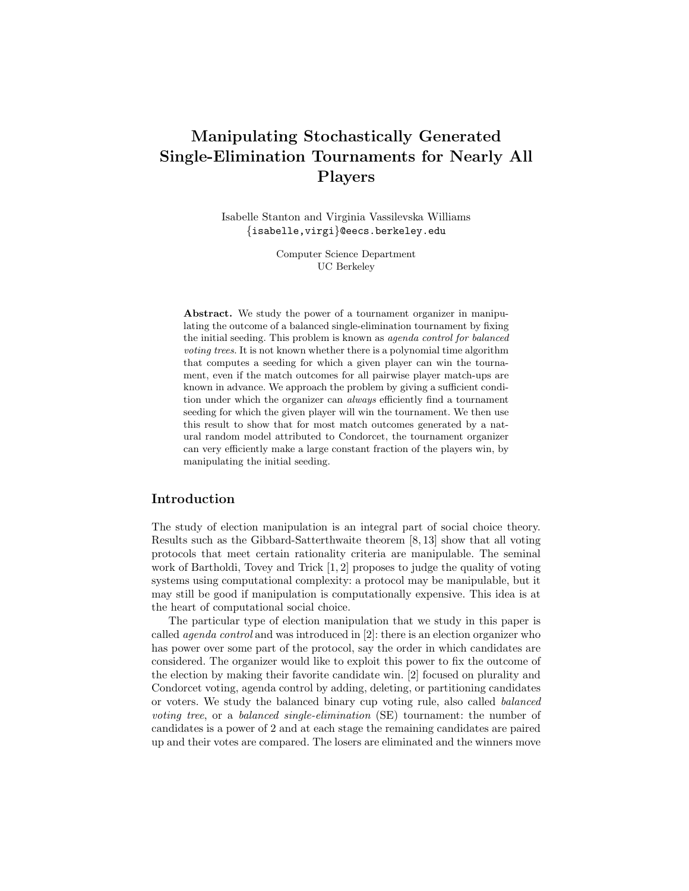# Manipulating Stochastically Generated Single-Elimination Tournaments for Nearly All Players

Isabelle Stanton and Virginia Vassilevska Williams
{isabelle,virgi}@eecs.berkeley.edu

Computer Science Department
UC Berkeley

**Abstract.** We study the power of a tournament organizer in manipulating the outcome of a balanced single-elimination tournament by fixing the initial seeding. This problem is known as *agenda control for balanced voting trees*. It is not known whether there is a polynomial time algorithm that computes a seeding for which a given player can win the tournament, even if the match outcomes for all pairwise player match-ups are known in advance. We approach the problem by giving a sufficient condition under which the organizer can *always* efficiently find a tournament seeding for which the given player will win the tournament. We then use this result to show that for most match outcomes generated by a natural random model attributed to Condorcet, the tournament organizer can very efficiently make a large constant fraction of the players win, by manipulating the initial seeding.

## Introduction

The study of election manipulation is an integral part of social choice theory. Results such as the Gibbard-Satterthwaite theorem [8, 13] show that all voting protocols that meet certain rationality criteria are manipulable. The seminal work of Bartholdi, Tovey and Trick [1, 2] proposes to judge the quality of voting systems using computational complexity: a protocol may be manipulable, but it may still be good if manipulation is computationally expensive. This idea is at the heart of computational social choice.

The particular type of election manipulation that we study in this paper is called *agenda control* and was introduced in [2]: there is an election organizer who has power over some part of the protocol, say the order in which candidates are considered. The organizer would like to exploit this power to fix the outcome of the election by making their favorite candidate win. [2] focused on plurality and Condorcet voting, agenda control by adding, deleting, or partitioning candidates or voters. We study the balanced binary cup voting rule, also called *balanced voting tree*, or a *balanced single-elimination* (SE) tournament: the number of candidates is a power of 2 and at each stage the remaining candidates are paired up and their votes are compared. The losers are eliminated and the winners move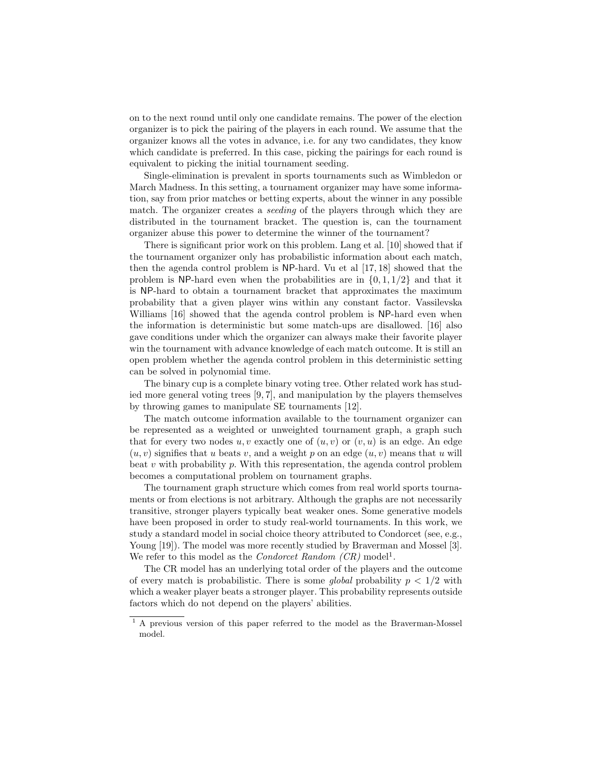on to the next round until only one candidate remains. The power of the election organizer is to pick the pairing of the players in each round. We assume that the organizer knows all the votes in advance, i.e. for any two candidates, they know which candidate is preferred. In this case, picking the pairings for each round is equivalent to picking the initial tournament seeding.

Single-elimination is prevalent in sports tournaments such as Wimbledon or March Madness. In this setting, a tournament organizer may have some information, say from prior matches or betting experts, about the winner in any possible match. The organizer creates a *seeding* of the players through which they are distributed in the tournament bracket. The question is, can the tournament organizer abuse this power to determine the winner of the tournament?

There is significant prior work on this problem. Lang et al. [10] showed that if the tournament organizer only has probabilistic information about each match, then the agenda control problem is NP-hard. Vu et al [17, 18] showed that the problem is NP-hard even when the probabilities are in $\{0, 1, 1/2\}$ and that it is NP-hard to obtain a tournament bracket that approximates the maximum probability that a given player wins within any constant factor. Vassilevska Williams [16] showed that the agenda control problem is NP-hard even when the information is deterministic but some match-ups are disallowed. [16] also gave conditions under which the organizer can always make their favorite player win the tournament with advance knowledge of each match outcome. It is still an open problem whether the agenda control problem in this deterministic setting can be solved in polynomial time.

The binary cup is a complete binary voting tree. Other related work has studied more general voting trees [9, 7], and manipulation by the players themselves by throwing games to manipulate SE tournaments [12].

The match outcome information available to the tournament organizer can be represented as a weighted or unweighted tournament graph, a graph such that for every two nodes $u, v$ exactly one of $(u, v)$ or $(v, u)$ is an edge. An edge $(u, v)$ signifies that $u$ beats $v$, and a weight $p$ on an edge $(u, v)$ means that $u$ will beat $v$ with probability $p$. With this representation, the agenda control problem becomes a computational problem on tournament graphs.

The tournament graph structure which comes from real world sports tournaments or from elections is not arbitrary. Although the graphs are not necessarily transitive, stronger players typically beat weaker ones. Some generative models have been proposed in order to study real-world tournaments. In this work, we study a standard model in social choice theory attributed to Condorcet (see, e.g., Young [19]). The model was more recently studied by Braverman and Mossel [3]. We refer to this model as the *Condorcet Random (CR)* model[1].

The CR model has an underlying total order of the players and the outcome of every match is probabilistic. There is some *global* probability $p < 1/2$ with which a weaker player beats a stronger player. This probability represents outside factors which do not depend on the players' abilities.

[1] A previous version of this paper referred to the model as the Braverman-Mossel model.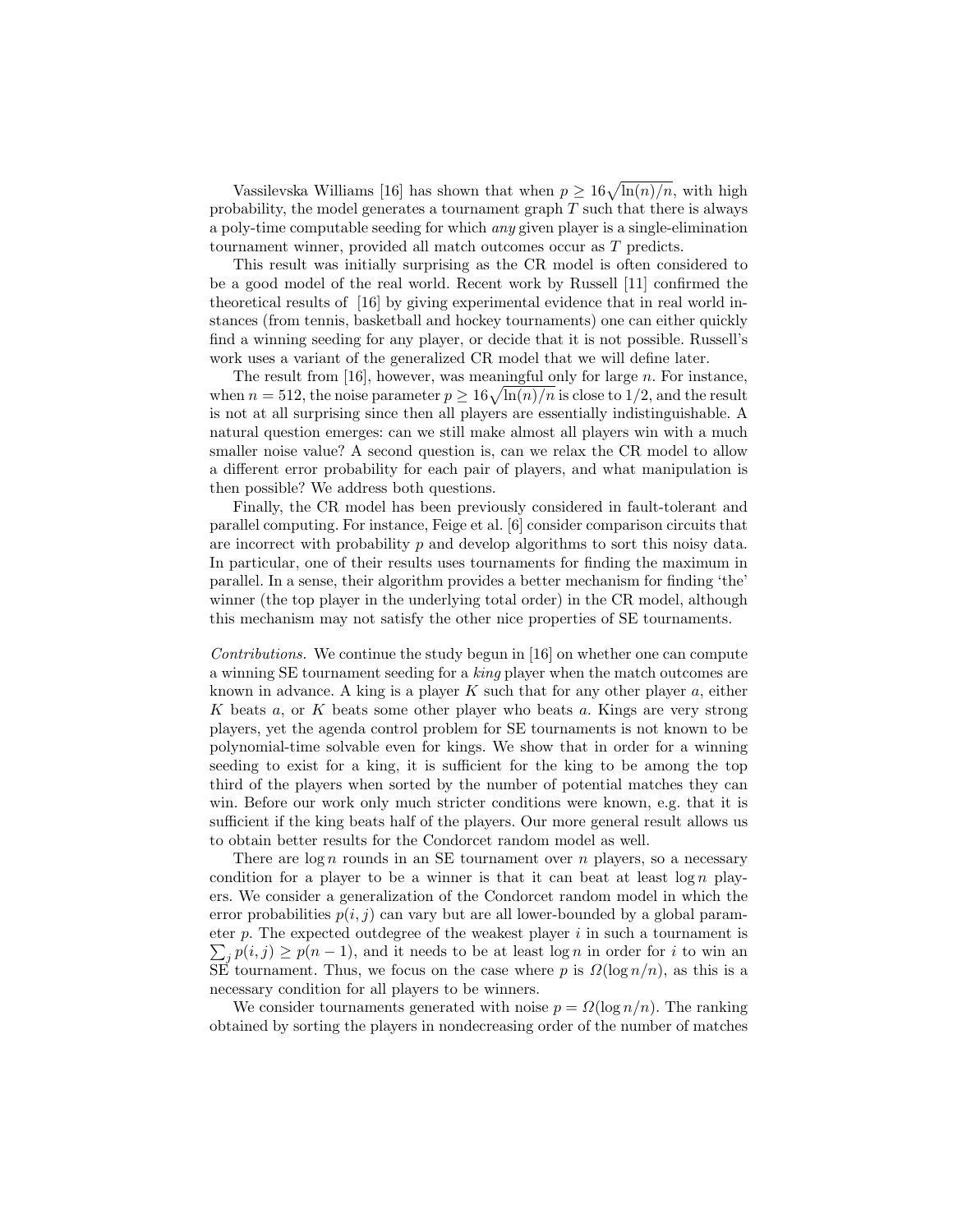Vassilevska Williams [16] has shown that when $p \geq 16\sqrt{\ln(n)/n}$, with high probability, the model generates a tournament graph $T$ such that there is always a poly-time computable seeding for which *any* given player is a single-elimination tournament winner, provided all match outcomes occur as $T$ predicts.

This result was initially surprising as the CR model is often considered to be a good model of the real world. Recent work by Russell [11] confirmed the theoretical results of [16] by giving experimental evidence that in real world instances (from tennis, basketball and hockey tournaments) one can either quickly find a winning seeding for any player, or decide that it is not possible. Russell's work uses a variant of the generalized CR model that we will define later.

The result from [16], however, was meaningful only for large $n$. For instance, when $n = 512$, the noise parameter $p \geq 16\sqrt{\ln(n)/n}$ is close to $1/2$, and the result is not at all surprising since then all players are essentially indistinguishable. A natural question emerges: can we still make almost all players win with a much smaller noise value? A second question is, can we relax the CR model to allow a different error probability for each pair of players, and what manipulation is then possible? We address both questions.

Finally, the CR model has been previously considered in fault-tolerant and parallel computing. For instance, Feige et al. [6] consider comparison circuits that are incorrect with probability $p$ and develop algorithms to sort this noisy data. In particular, one of their results uses tournaments for finding the maximum in parallel. In a sense, their algorithm provides a better mechanism for finding 'the' winner (the top player in the underlying total order) in the CR model, although this mechanism may not satisfy the other nice properties of SE tournaments.

*Contributions.* We continue the study begun in [16] on whether one can compute a winning SE tournament seeding for a *king* player when the match outcomes are known in advance. A king is a player $K$ such that for any other player $a$, either $K$ beats $a$, or $K$ beats some other player who beats $a$. Kings are very strong players, yet the agenda control problem for SE tournaments is not known to be polynomial-time solvable even for kings. We show that in order for a winning seeding to exist for a king, it is sufficient for the king to be among the top third of the players when sorted by the number of potential matches they can win. Before our work only much stricter conditions were known, e.g. that it is sufficient if the king beats half of the players. Our more general result allows us to obtain better results for the Condorcet random model as well.

There are $\log n$ rounds in an SE tournament over $n$ players, so a necessary condition for a player to be a winner is that it can beat at least $\log n$ players. We consider a generalization of the Condorcet random model in which the error probabilities $p(i, j)$ can vary but are all lower-bounded by a global parameter $p$. The expected outdegree of the weakest player $i$ in such a tournament is $\sum_j p(i, j) \geq p(n - 1)$, and it needs to be at least $\log n$ in order for $i$ to win an SE tournament. Thus, we focus on the case where $p$ is $\Omega(\log n/n)$, as this is a necessary condition for all players to be winners.

We consider tournaments generated with noise $p = \Omega(\log n/n)$. The ranking obtained by sorting the players in nondecreasing order of the number of matches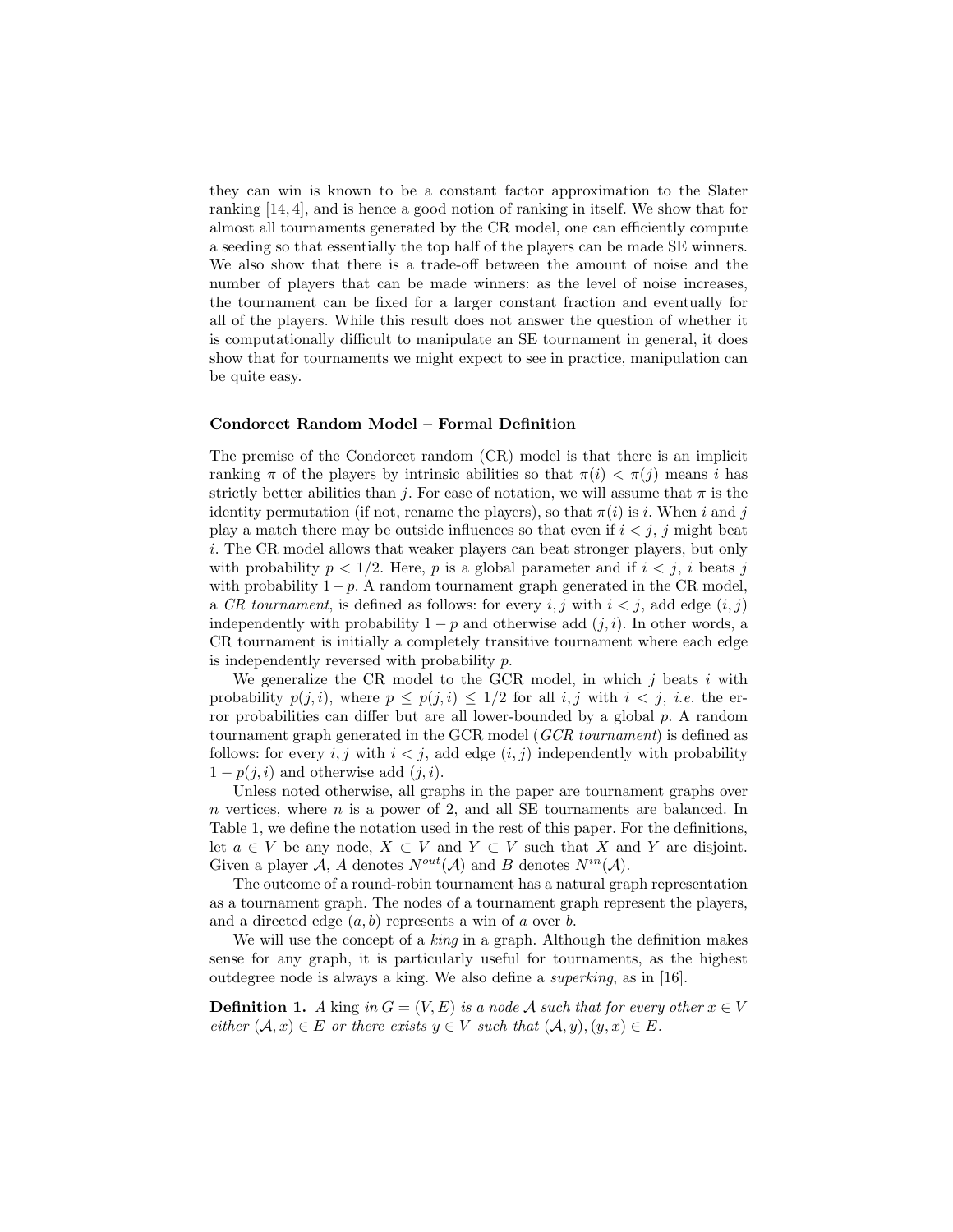they can win is known to be a constant factor approximation to the Slater ranking [14, 4], and is hence a good notion of ranking in itself. We show that for almost all tournaments generated by the CR model, one can efficiently compute a seeding so that essentially the top half of the players can be made SE winners. We also show that there is a trade-off between the amount of noise and the number of players that can be made winners: as the level of noise increases, the tournament can be fixed for a larger constant fraction and eventually for all of the players. While this result does not answer the question of whether it is computationally difficult to manipulate an SE tournament in general, it does show that for tournaments we might expect to see in practice, manipulation can be quite easy.

**Condorcet Random Model – Formal Definition**

The premise of the Condorcet random (CR) model is that there is an implicit ranking $\pi$ of the players by intrinsic abilities so that $\pi(i) < \pi(j)$ means $i$ has strictly better abilities than $j$. For ease of notation, we will assume that $\pi$ is the identity permutation (if not, rename the players), so that $\pi(i)$ is $i$. When $i$ and $j$ play a match there may be outside influences so that even if $i < j$, $j$ might beat $i$. The CR model allows that weaker players can beat stronger players, but only with probability $p < 1/2$. Here, $p$ is a global parameter and if $i < j$, $i$ beats $j$ with probability $1-p$. A random tournament graph generated in the CR model, a *CR tournament*, is defined as follows: for every $i, j$ with $i < j$, add edge $(i, j)$ independently with probability $1-p$ and otherwise add $(j, i)$. In other words, a CR tournament is initially a completely transitive tournament where each edge is independently reversed with probability $p$.

We generalize the CR model to the GCR model, in which $j$ beats $i$ with probability $p(j, i)$, where $p \leq p(j, i) \leq 1/2$ for all $i, j$ with $i < j$, *i.e.* the error probabilities can differ but are all lower-bounded by a global $p$. A random tournament graph generated in the GCR model (*GCR tournament*) is defined as follows: for every $i, j$ with $i < j$, add edge $(i, j)$ independently with probability $1 - p(j, i)$ and otherwise add $(j, i)$.

Unless noted otherwise, all graphs in the paper are tournament graphs over $n$ vertices, where $n$ is a power of 2, and all SE tournaments are balanced. In Table 1, we define the notation used in the rest of this paper. For the definitions, let $a \in V$ be any node, $X \subset V$ and $Y \subset V$ such that $X$ and $Y$ are disjoint. Given a player $\mathcal{A}$, $A$ denotes $N^{out}(\mathcal{A})$ and $B$ denotes $N^{in}(\mathcal{A})$.

The outcome of a round-robin tournament has a natural graph representation as a tournament graph. The nodes of a tournament graph represent the players, and a directed edge $(a, b)$ represents a win of $a$ over $b$.

We will use the concept of a *king* in a graph. Although the definition makes sense for any graph, it is particularly useful for tournaments, as the highest outdegree node is always a king. We also define a *superking*, as in [16].

**Definition 1.** *A* king *in $G = (V, E)$ is a node $\mathcal{A}$ such that for every other $x \in V$ either $(\mathcal{A}, x) \in E$ or there exists $y \in V$ such that $(\mathcal{A}, y), (y, x) \in E$.*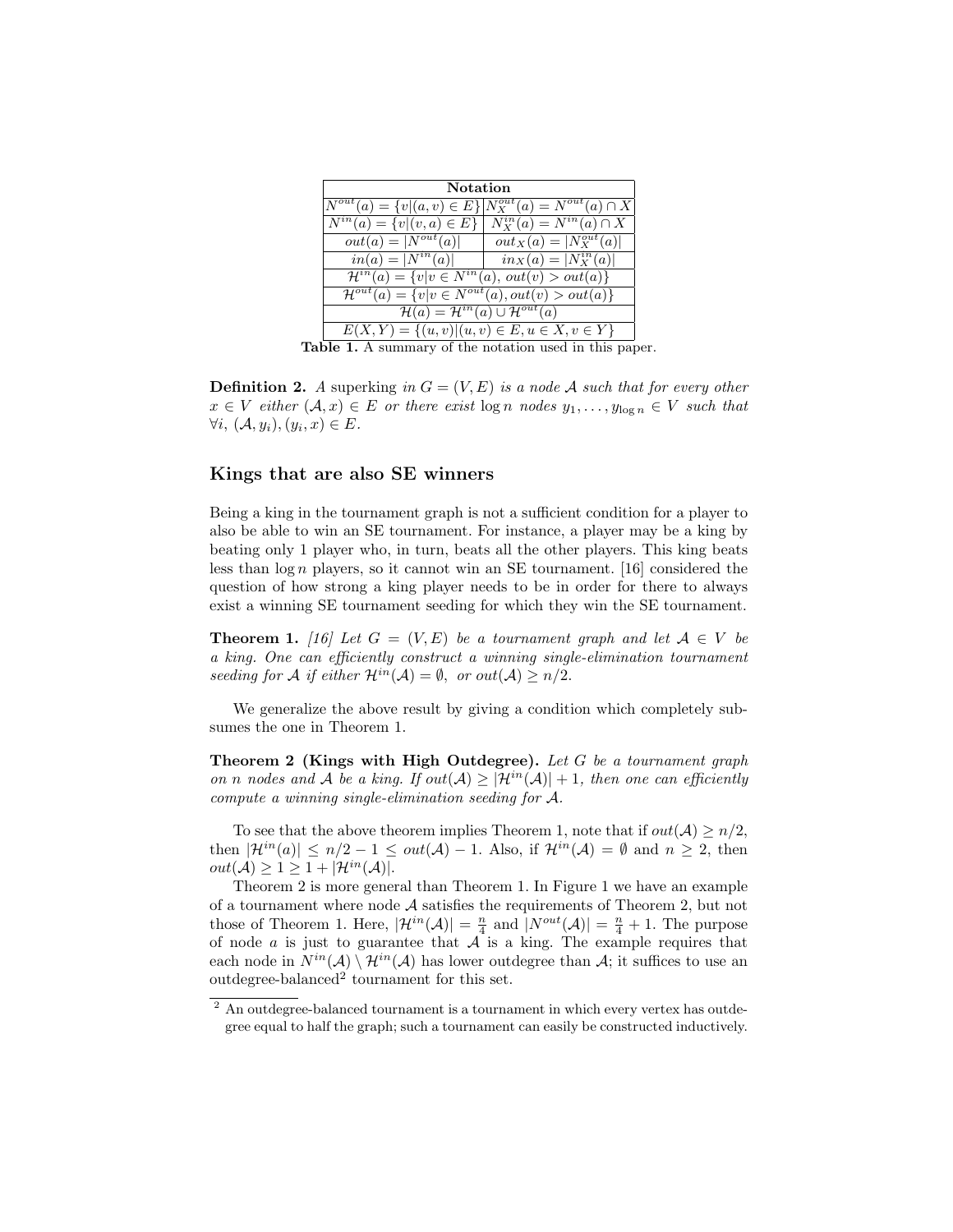| Notation | |
|---|---|
| $N^{out}(a) = \{v \mid (a,v) \in E\}$ | $N_X^{out}(a) = N^{out}(a) \cap X$ |
| $N^{in}(a) = \{v \mid (v,a) \in E\}$ | $N_X^{in}(a) = N^{in}(a) \cap X$ |
| $out(a) = \lvert N^{out}(a)\rvert$ | $out_X(a) = \lvert N_X^{out}(a)\rvert$ |
| $in(a) = \lvert N^{in}(a)\rvert$ | $in_X(a) = \lvert N_X^{in}(a)\rvert$ |
| $\mathcal{H}^{in}(a) = \{v \mid v \in N^{in}(a),\ out(v) > out(a)\}$ | |
| $\mathcal{H}^{out}(a) = \{v \mid v \in N^{out}(a), out(v) > out(a)\}$ | |
| $\mathcal{H}(a) = \mathcal{H}^{in}(a) \cup \mathcal{H}^{out}(a)$ | |
| $E(X,Y) = \{(u,v) \mid (u,v) \in E, u \in X, v \in Y\}$ | |

**Table 1.** A summary of the notation used in this paper.

**Definition 2.** *A* superking *in $G = (V, E)$ is a node $\mathcal{A}$ such that for every other $x \in V$ either $(\mathcal{A}, x) \in E$ or there exist $\log n$ nodes $y_1, \ldots, y_{\log n} \in V$ such that $\forall i,\ (\mathcal{A}, y_i), (y_i, x) \in E$.*

## Kings that are also SE winners

Being a king in the tournament graph is not a sufficient condition for a player to also be able to win an SE tournament. For instance, a player may be a king by beating only 1 player who, in turn, beats all the other players. This king beats less than $\log n$ players, so it cannot win an SE tournament. [16] considered the question of how strong a king player needs to be in order for there to always exist a winning SE tournament seeding for which they win the SE tournament.

**Theorem 1.** *[16] Let $G = (V, E)$ be a tournament graph and let $\mathcal{A} \in V$ be a king. One can efficiently construct a winning single-elimination tournament seeding for $\mathcal{A}$ if either $\mathcal{H}^{in}(\mathcal{A}) = \emptyset$, or $out(\mathcal{A}) \geq n/2$.*

We generalize the above result by giving a condition which completely subsumes the one in Theorem 1.

**Theorem 2 (Kings with High Outdegree).** *Let $G$ be a tournament graph on $n$ nodes and $\mathcal{A}$ be a king. If $out(\mathcal{A}) \geq |\mathcal{H}^{in}(\mathcal{A})| + 1$, then one can efficiently compute a winning single-elimination seeding for $\mathcal{A}$.*

To see that the above theorem implies Theorem 1, note that if $out(\mathcal{A}) \geq n/2$, then $|\mathcal{H}^{in}(a)| \leq n/2 - 1 \leq out(\mathcal{A}) - 1$. Also, if $\mathcal{H}^{in}(\mathcal{A}) = \emptyset$ and $n \geq 2$, then $out(\mathcal{A}) \geq 1 \geq 1 + |\mathcal{H}^{in}(\mathcal{A})|$.

Theorem 2 is more general than Theorem 1. In Figure 1 we have an example of a tournament where node $\mathcal{A}$ satisfies the requirements of Theorem 2, but not those of Theorem 1. Here, $|\mathcal{H}^{in}(\mathcal{A})| = \frac{n}{4}$ and $|N^{out}(\mathcal{A})| = \frac{n}{4} + 1$. The purpose of node $a$ is just to guarantee that $\mathcal{A}$ is a king. The example requires that each node in $N^{in}(\mathcal{A}) \setminus \mathcal{H}^{in}(\mathcal{A})$ has lower outdegree than $\mathcal{A}$; it suffices to use an outdegree-balanced[2] tournament for this set.

[2] An outdegree-balanced tournament is a tournament in which every vertex has outdegree equal to half the graph; such a tournament can easily be constructed inductively.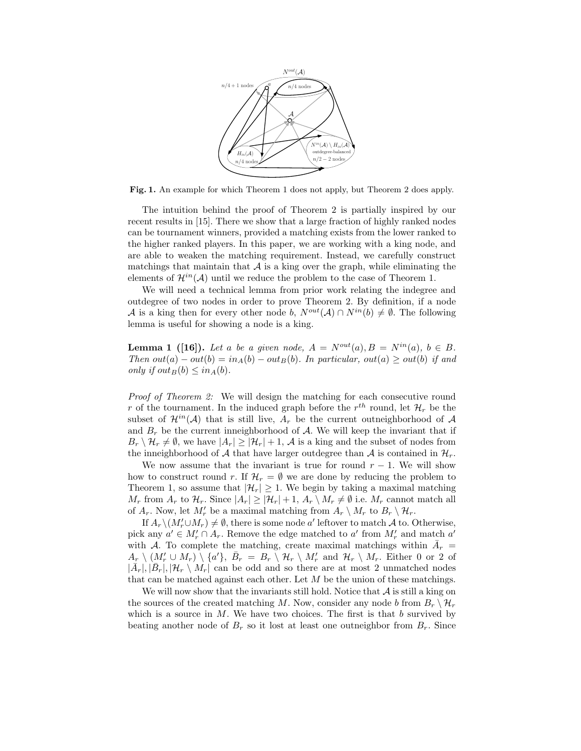**Fig. 1.** An example for which Theorem 1 does not apply, but Theorem 2 does apply.

The intuition behind the proof of Theorem 2 is partially inspired by our recent results in [15]. There we show that a large fraction of highly ranked nodes can be tournament winners, provided a matching exists from the lower ranked to the higher ranked players. In this paper, we are working with a king node, and are able to weaken the matching requirement. Instead, we carefully construct matchings that maintain that $\mathcal{A}$ is a king over the graph, while eliminating the elements of $\mathcal{H}^{in}(\mathcal{A})$ until we reduce the problem to the case of Theorem 1.

We will need a technical lemma from prior work relating the indegree and outdegree of two nodes in order to prove Theorem 2. By definition, if a node $\mathcal{A}$ is a king then for every other node $b$, $N^{out}(\mathcal{A}) \cap N^{in}(b) \neq \emptyset$. The following lemma is useful for showing a node is a king.

**Lemma 1 ([16]).** *Let $a$ be a given node, $A = N^{out}(a), B = N^{in}(a)$, $b \in B$. Then $out(a) - out(b) = in_A(b) - out_B(b)$. In particular, $out(a) \geq out(b)$ if and only if $out_B(b) \leq in_A(b)$.*

*Proof of Theorem 2:* We will design the matching for each consecutive round $r$ of the tournament. In the induced graph before the $r^{th}$ round, let $\mathcal{H}_r$ be the subset of $\mathcal{H}^{in}(\mathcal{A})$ that is still live, $A_r$ be the current outneighborhood of $\mathcal{A}$ and $B_r$ be the current inneighborhood of $\mathcal{A}$. We will keep the invariant that if $B_r \setminus \mathcal{H}_r \neq \emptyset$, we have $|A_r| \geq |\mathcal{H}_r| + 1$, $\mathcal{A}$ is a king and the subset of nodes from the inneighborhood of $\mathcal{A}$ that have larger outdegree than $\mathcal{A}$ is contained in $\mathcal{H}_r$.

We now assume that the invariant is true for round $r-1$. We will show how to construct round $r$. If $\mathcal{H}_r = \emptyset$ we are done by reducing the problem to Theorem 1, so assume that $|\mathcal{H}_r| \geq 1$. We begin by taking a maximal matching $M_r$ from $A_r$ to $\mathcal{H}_r$. Since $|A_r| \geq |\mathcal{H}_r| + 1$, $A_r \setminus M_r \neq \emptyset$ i.e. $M_r$ cannot match all of $A_r$. Now, let $M'_r$ be a maximal matching from $A_r \setminus M_r$ to $B_r \setminus \mathcal{H}_r$.

If $A_r \setminus (M'_r \cup M_r) \neq \emptyset$, there is some node $a'$ leftover to match $\mathcal{A}$ to. Otherwise, pick any $a' \in M'_r \cap A_r$. Remove the edge matched to $a'$ from $M'_r$ and match $a'$ with $\mathcal{A}$. To complete the matching, create maximal matchings within $\bar{A}_r = A_r \setminus (M'_r \cup M_r) \setminus \{a'\}$, $\bar{B}_r = B_r \setminus \mathcal{H}_r \setminus M'_r$ and $\mathcal{H}_r \setminus M_r$. Either 0 or 2 of $|\bar{A}_r|, |\bar{B}_r|, |\mathcal{H}_r \setminus M_r|$ can be odd and so there are at most 2 unmatched nodes that can be matched against each other. Let $M$ be the union of these matchings.

We will now show that the invariants still hold. Notice that $\mathcal{A}$ is still a king on the sources of the created matching $M$. Now, consider any node $b$ from $B_r \setminus \mathcal{H}_r$ which is a source in $M$. We have two choices. The first is that $b$ survived by beating another node of $B_r$ so it lost at least one outneighbor from $B_r$. Since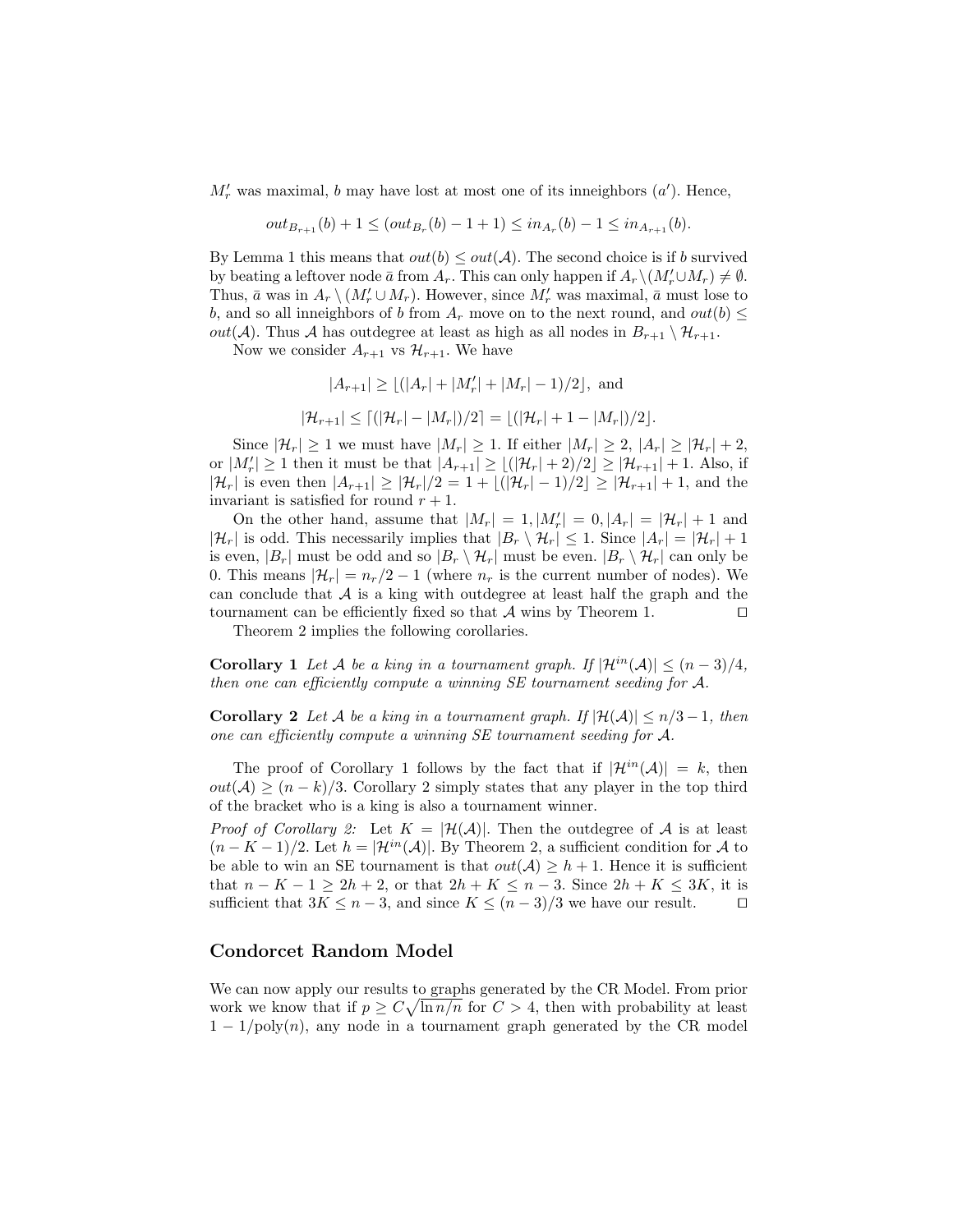$M'_r$ was maximal, $b$ may have lost at most one of its inneighbors ($a'$). Hence,

$$out_{B_{r+1}}(b) + 1 \leq (out_{B_r}(b) - 1 + 1) \leq in_{A_r}(b) - 1 \leq in_{A_{r+1}}(b).$$

By Lemma 1 this means that $out(b) \leq out(\mathcal{A})$. The second choice is if $b$ survived by beating a leftover node $\bar{a}$ from $A_r$. This can only happen if $A_r \setminus (M'_r \cup M_r) \neq \emptyset$. Thus, $\bar{a}$ was in $A_r \setminus (M'_r \cup M_r)$. However, since $M'_r$ was maximal, $\bar{a}$ must lose to $b$, and so all inneighbors of $b$ from $A_r$ move on to the next round, and $out(b) \leq out(\mathcal{A})$. Thus $\mathcal{A}$ has outdegree at least as high as all nodes in $B_{r+1} \setminus \mathcal{H}_{r+1}$.

Now we consider $A_{r+1}$ vs $\mathcal{H}_{r+1}$. We have

$$|A_{r+1}| \geq \lfloor (|A_r| + |M'_r| + |M_r| - 1)/2 \rfloor, \text{ and}$$

$$|\mathcal{H}_{r+1}| \leq \lceil (|\mathcal{H}_r| - |M_r|)/2 \rceil = \lfloor (|\mathcal{H}_r| + 1 - |M_r|)/2 \rfloor.$$

Since $|\mathcal{H}_r| \geq 1$ we must have $|M_r| \geq 1$. If either $|M_r| \geq 2$, $|A_r| \geq |\mathcal{H}_r| + 2$, or $|M'_r| \geq 1$ then it must be that $|A_{r+1}| \geq \lfloor (|\mathcal{H}_r| + 2)/2 \rfloor \geq |\mathcal{H}_{r+1}| + 1$. Also, if $|\mathcal{H}_r|$ is even then $|A_{r+1}| \geq |\mathcal{H}_r|/2 = 1 + \lfloor (|\mathcal{H}_r| - 1)/2 \rfloor \geq |\mathcal{H}_{r+1}| + 1$, and the invariant is satisfied for round $r + 1$.

On the other hand, assume that $|M_r| = 1, |M'_r| = 0, |A_r| = |\mathcal{H}_r| + 1$ and $|\mathcal{H}_r|$ is odd. This necessarily implies that $|B_r \setminus \mathcal{H}_r| \leq 1$. Since $|A_r| = |\mathcal{H}_r| + 1$ is even, $|B_r|$ must be odd and so $|B_r \setminus \mathcal{H}_r|$ must be even. $|B_r \setminus \mathcal{H}_r|$ can only be 0. This means $|\mathcal{H}_r| = n_r/2 - 1$ (where $n_r$ is the current number of nodes). We can conclude that $\mathcal{A}$ is a king with outdegree at least half the graph and the tournament can be efficiently fixed so that $\mathcal{A}$ wins by Theorem 1. ◻

Theorem 2 implies the following corollaries.

**Corollary 1** *Let $\mathcal{A}$ be a king in a tournament graph. If $|\mathcal{H}^{in}(\mathcal{A})| \leq (n-3)/4$, then one can efficiently compute a winning SE tournament seeding for $\mathcal{A}$.*

**Corollary 2** *Let $\mathcal{A}$ be a king in a tournament graph. If $|\mathcal{H}(\mathcal{A})| \leq n/3 - 1$, then one can efficiently compute a winning SE tournament seeding for $\mathcal{A}$.*

The proof of Corollary 1 follows by the fact that if $|\mathcal{H}^{in}(\mathcal{A})| = k$, then $out(\mathcal{A}) \geq (n-k)/3$. Corollary 2 simply states that any player in the top third of the bracket who is a king is also a tournament winner.

*Proof of Corollary 2:* Let $K = |\mathcal{H}(\mathcal{A})|$. Then the outdegree of $\mathcal{A}$ is at least $(n - K - 1)/2$. Let $h = |\mathcal{H}^{in}(\mathcal{A})|$. By Theorem 2, a sufficient condition for $\mathcal{A}$ to be able to win an SE tournament is that $out(\mathcal{A}) \geq h + 1$. Hence it is sufficient that $n - K - 1 \geq 2h + 2$, or that $2h + K \leq n - 3$. Since $2h + K \leq 3K$, it is sufficient that $3K \leq n - 3$, and since $K \leq (n-3)/3$ we have our result. ◻

## Condorcet Random Model

We can now apply our results to graphs generated by the CR Model. From prior work we know that if $p \geq C\sqrt{\ln n/n}$ for $C > 4$, then with probability at least $1 - 1/\text{poly}(n)$, any node in a tournament graph generated by the CR model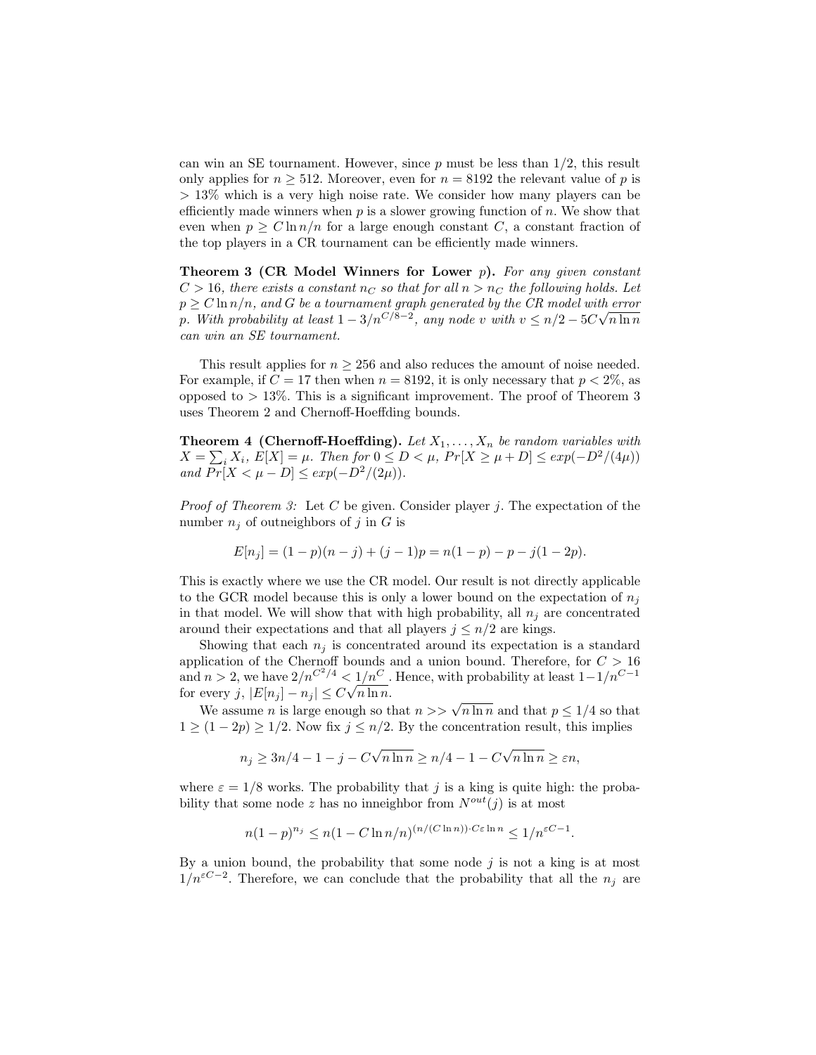can win an SE tournament. However, since $p$ must be less than $1/2$, this result only applies for $n \geq 512$. Moreover, even for $n = 8192$ the relevant value of $p$ is $> 13\%$ which is a very high noise rate. We consider how many players can be efficiently made winners when $p$ is a slower growing function of $n$. We show that even when $p \geq C \ln n/n$ for a large enough constant $C$, a constant fraction of the top players in a CR tournament can be efficiently made winners.

**Theorem 3 (CR Model Winners for Lower $p$).** *For any given constant $C > 16$, there exists a constant $n_C$ so that for all $n > n_C$ the following holds. Let $p \geq C \ln n/n$, and $G$ be a tournament graph generated by the CR model with error $p$. With probability at least $1 - 3/n^{C/8-2}$, any node $v$ with $v \leq n/2 - 5C\sqrt{n \ln n}$ can win an SE tournament.*

This result applies for $n \geq 256$ and also reduces the amount of noise needed. For example, if $C = 17$ then when $n = 8192$, it is only necessary that $p < 2\%$, as opposed to $> 13\%$. This is a significant improvement. The proof of Theorem 3 uses Theorem 2 and Chernoff-Hoeffding bounds.

**Theorem 4 (Chernoff-Hoeffding).** *Let $X_1, \ldots, X_n$ be random variables with $X = \sum_i X_i$, $E[X] = \mu$. Then for $0 \leq D < \mu$, $Pr[X \geq \mu + D] \leq exp(-D^2/(4\mu))$ and $Pr[X < \mu - D] \leq exp(-D^2/(2\mu))$.*

*Proof of Theorem 3:* Let $C$ be given. Consider player $j$. The expectation of the number $n_j$ of outneighbors of $j$ in $G$ is

$$E[n_j] = (1-p)(n-j) + (j-1)p = n(1-p) - p - j(1-2p).$$

This is exactly where we use the CR model. Our result is not directly applicable to the GCR model because this is only a lower bound on the expectation of $n_j$ in that model. We will show that with high probability, all $n_j$ are concentrated around their expectations and that all players $j \leq n/2$ are kings.

Showing that each $n_j$ is concentrated around its expectation is a standard application of the Chernoff bounds and a union bound. Therefore, for $C > 16$ and $n > 2$, we have $2/n^{C^2/4} < 1/n^C$. Hence, with probability at least $1 - 1/n^{C-1}$ for every $j$, $|E[n_j] - n_j| \leq C\sqrt{n \ln n}$.

We assume $n$ is large enough so that $n >> \sqrt{n \ln n}$ and that $p \leq 1/4$ so that $1 \geq (1-2p) \geq 1/2$. Now fix $j \leq n/2$. By the concentration result, this implies

$$n_j \geq 3n/4 - 1 - j - C\sqrt{n \ln n} \geq n/4 - 1 - C\sqrt{n \ln n} \geq \varepsilon n,$$

where $\varepsilon = 1/8$ works. The probability that $j$ is a king is quite high: the probability that some node $z$ has no inneighbor from $N^{out}(j)$ is at most

$$n(1-p)^{n_j} \leq n(1 - C \ln n/n)^{(n/(C \ln n)) \cdot C\varepsilon \ln n} \leq 1/n^{\varepsilon C - 1}.$$

By a union bound, the probability that some node $j$ is not a king is at most $1/n^{\varepsilon C - 2}$. Therefore, we can conclude that the probability that all the $n_j$ are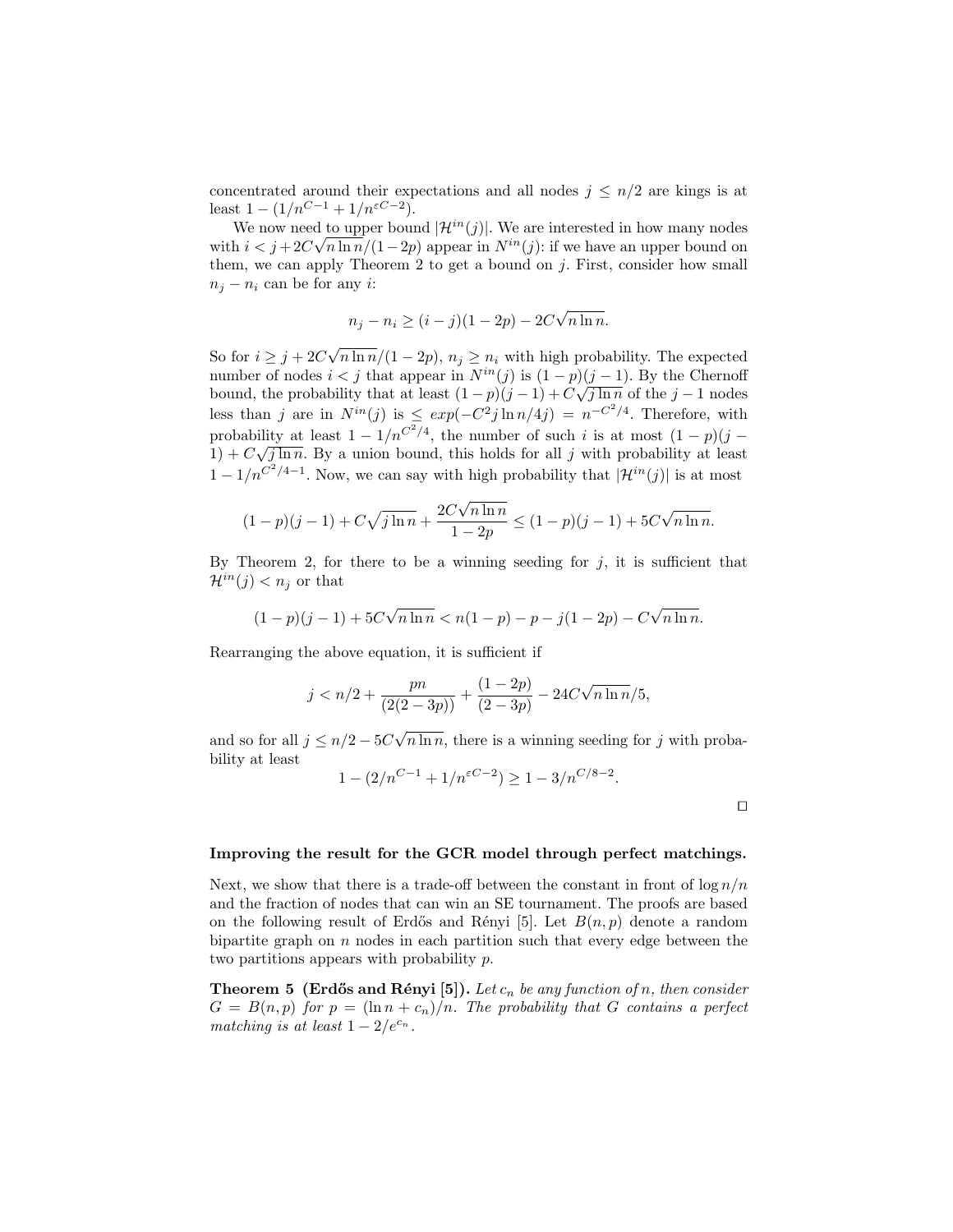concentrated around their expectations and all nodes $j \leq n/2$ are kings is at least $1 - (1/n^{C-1} + 1/n^{\varepsilon C-2})$.

We now need to upper bound $|\mathcal{H}^{in}(j)|$. We are interested in how many nodes with $i < j + 2C\sqrt{n \ln n}/(1-2p)$ appear in $N^{in}(j)$: if we have an upper bound on them, we can apply Theorem 2 to get a bound on $j$. First, consider how small $n_j - n_i$ can be for any $i$:

$$n_j - n_i \geq (i-j)(1-2p) - 2C\sqrt{n \ln n}.$$

So for $i \geq j + 2C\sqrt{n \ln n}/(1-2p)$, $n_j \geq n_i$ with high probability. The expected number of nodes $i < j$ that appear in $N^{in}(j)$ is $(1-p)(j-1)$. By the Chernoff bound, the probability that at least $(1-p)(j-1) + C\sqrt{j \ln n}$ of the $j-1$ nodes less than $j$ are in $N^{in}(j)$ is $\leq exp(-C^2 j \ln n/4j) = n^{-C^2/4}$. Therefore, with probability at least $1 - 1/n^{C^2/4}$, the number of such $i$ is at most $(1-p)(j-1) + C\sqrt{j \ln n}$. By a union bound, this holds for all $j$ with probability at least $1 - 1/n^{C^2/4-1}$. Now, we can say with high probability that $|\mathcal{H}^{in}(j)|$ is at most

$$(1-p)(j-1) + C\sqrt{j \ln n} + \frac{2C\sqrt{n \ln n}}{1-2p} \leq (1-p)(j-1) + 5C\sqrt{n \ln n}.$$

By Theorem 2, for there to be a winning seeding for $j$, it is sufficient that $\mathcal{H}^{in}(j) < n_j$ or that

$$(1-p)(j-1) + 5C\sqrt{n \ln n} < n(1-p) - p - j(1-2p) - C\sqrt{n \ln n}.$$

Rearranging the above equation, it is sufficient if

$$j < n/2 + \frac{pn}{(2(2-3p))} + \frac{(1-2p)}{(2-3p)} - 24C\sqrt{n \ln n}/5,$$

and so for all $j \leq n/2 - 5C\sqrt{n \ln n}$, there is a winning seeding for $j$ with probability at least

$$1 - (2/n^{C-1} + 1/n^{\varepsilon C-2}) \geq 1 - 3/n^{C/8-2}.$$

□

**Improving the result for the GCR model through perfect matchings.**

Next, we show that there is a trade-off between the constant in front of $\log n/n$ and the fraction of nodes that can win an SE tournament. The proofs are based on the following result of Erdős and Rényi [5]. Let $B(n,p)$ denote a random bipartite graph on $n$ nodes in each partition such that every edge between the two partitions appears with probability $p$.

**Theorem 5 (Erdős and Rényi [5]).** *Let $c_n$ be any function of $n$, then consider $G = B(n,p)$ for $p = (\ln n + c_n)/n$. The probability that $G$ contains a perfect matching is at least $1 - 2/e^{c_n}$.*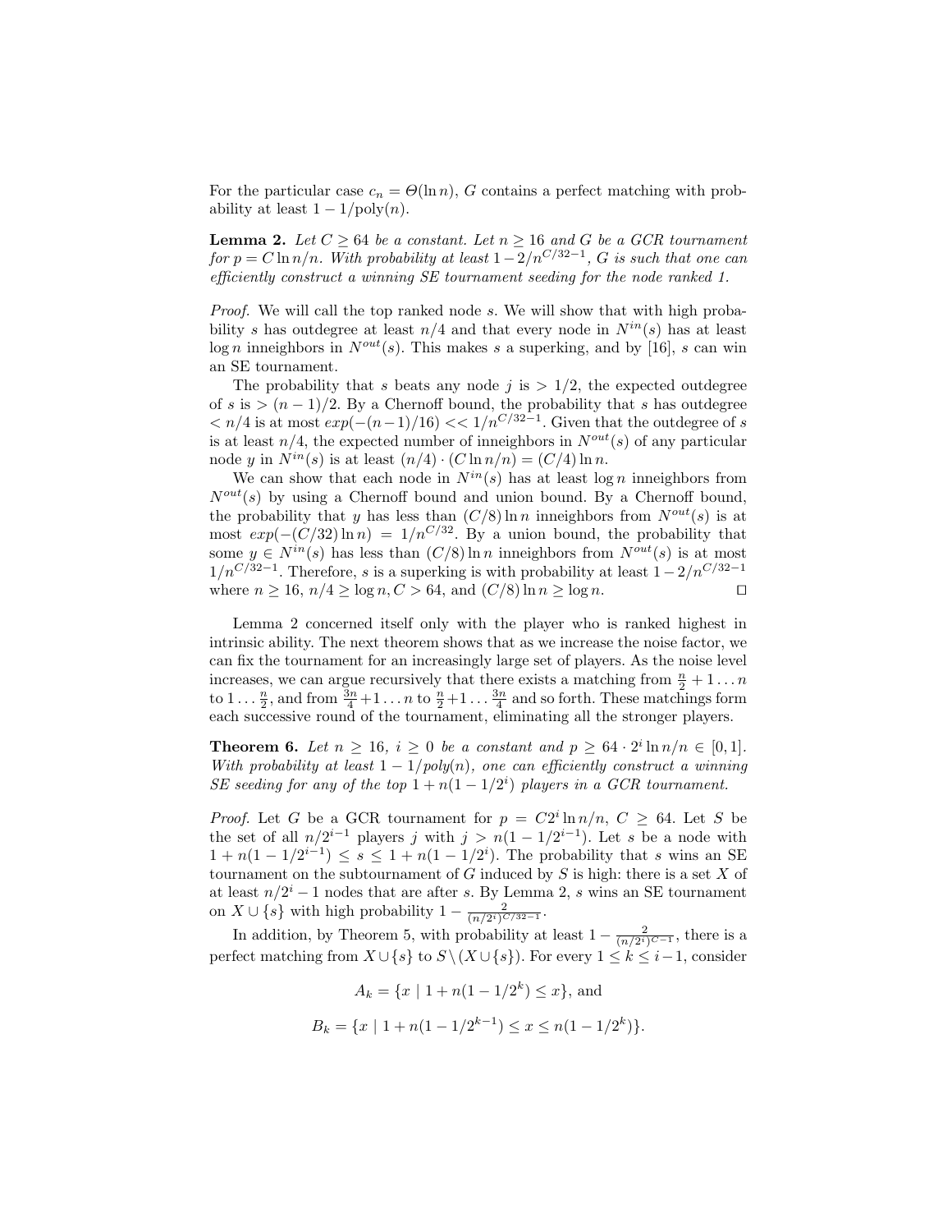For the particular case $c_n = \Theta(\ln n)$, $G$ contains a perfect matching with probability at least $1 - 1/\text{poly}(n)$.

**Lemma 2.** *Let $C \geq 64$ be a constant. Let $n \geq 16$ and $G$ be a GCR tournament for $p = C \ln n/n$. With probability at least $1 - 2/n^{C/32-1}$, $G$ is such that one can efficiently construct a winning SE tournament seeding for the node ranked 1.*

*Proof.* We will call the top ranked node $s$. We will show that with high probability $s$ has outdegree at least $n/4$ and that every node in $N^{in}(s)$ has at least $\log n$ inneighbors in $N^{out}(s)$. This makes $s$ a superking, and by [16], $s$ can win an SE tournament.

The probability that $s$ beats any node $j$ is $> 1/2$, the expected outdegree of $s$ is $> (n-1)/2$. By a Chernoff bound, the probability that $s$ has outdegree $< n/4$ is at most $exp(-(n-1)/16) << 1/n^{C/32-1}$. Given that the outdegree of $s$ is at least $n/4$, the expected number of inneighbors in $N^{out}(s)$ of any particular node $y$ in $N^{in}(s)$ is at least $(n/4) \cdot (C \ln n/n) = (C/4) \ln n$.

We can show that each node in $N^{in}(s)$ has at least $\log n$ inneighbors from $N^{out}(s)$ by using a Chernoff bound and union bound. By a Chernoff bound, the probability that $y$ has less than $(C/8) \ln n$ inneighbors from $N^{out}(s)$ is at most $exp(-(C/32) \ln n) = 1/n^{C/32}$. By a union bound, the probability that some $y \in N^{in}(s)$ has less than $(C/8) \ln n$ inneighbors from $N^{out}(s)$ is at most $1/n^{C/32-1}$. Therefore, $s$ is a superking is with probability at least $1 - 2/n^{C/32-1}$ where $n \geq 16$, $n/4 \geq \log n$, $C > 64$, and $(C/8) \ln n \geq \log n$. $\square$

Lemma 2 concerned itself only with the player who is ranked highest in intrinsic ability. The next theorem shows that as we increase the noise factor, we can fix the tournament for an increasingly large set of players. As the noise level increases, we can argue recursively that there exists a matching from $\frac{n}{2} + 1 \dots n$ to $1 \dots \frac{n}{2}$, and from $\frac{3n}{4} + 1 \dots n$ to $\frac{n}{2} + 1 \dots \frac{3n}{4}$ and so forth. These matchings form each successive round of the tournament, eliminating all the stronger players.

**Theorem 6.** *Let $n \geq 16$, $i \geq 0$ be a constant and $p \geq 64 \cdot 2^i \ln n/n \in [0, 1]$. With probability at least $1 - 1/poly(n)$, one can efficiently construct a winning SE seeding for any of the top $1 + n(1 - 1/2^i)$ players in a GCR tournament.*

*Proof.* Let $G$ be a GCR tournament for $p = C 2^i \ln n/n$, $C \geq 64$. Let $S$ be the set of all $n/2^{i-1}$ players $j$ with $j > n(1 - 1/2^{i-1})$. Let $s$ be a node with $1 + n(1 - 1/2^{i-1}) \leq s \leq 1 + n(1 - 1/2^i)$. The probability that $s$ wins an SE tournament on the subtournament of $G$ induced by $S$ is high: there is a set $X$ of at least $n/2^i - 1$ nodes that are after $s$. By Lemma 2, $s$ wins an SE tournament on $X \cup \{s\}$ with high probability $1 - \frac{2}{(n/2^i)^{C/32-1}}$.

In addition, by Theorem 5, with probability at least $1 - \frac{2}{(n/2^i)^{C-1}}$, there is a perfect matching from $X \cup \{s\}$ to $S \setminus (X \cup \{s\})$. For every $1 \leq k \leq i-1$, consider

$$A_k = \{x \mid 1 + n(1 - 1/2^k) \leq x\}, \text{ and}$$

$$B_k = \{x \mid 1 + n(1 - 1/2^{k-1}) \leq x \leq n(1 - 1/2^k)\}.$$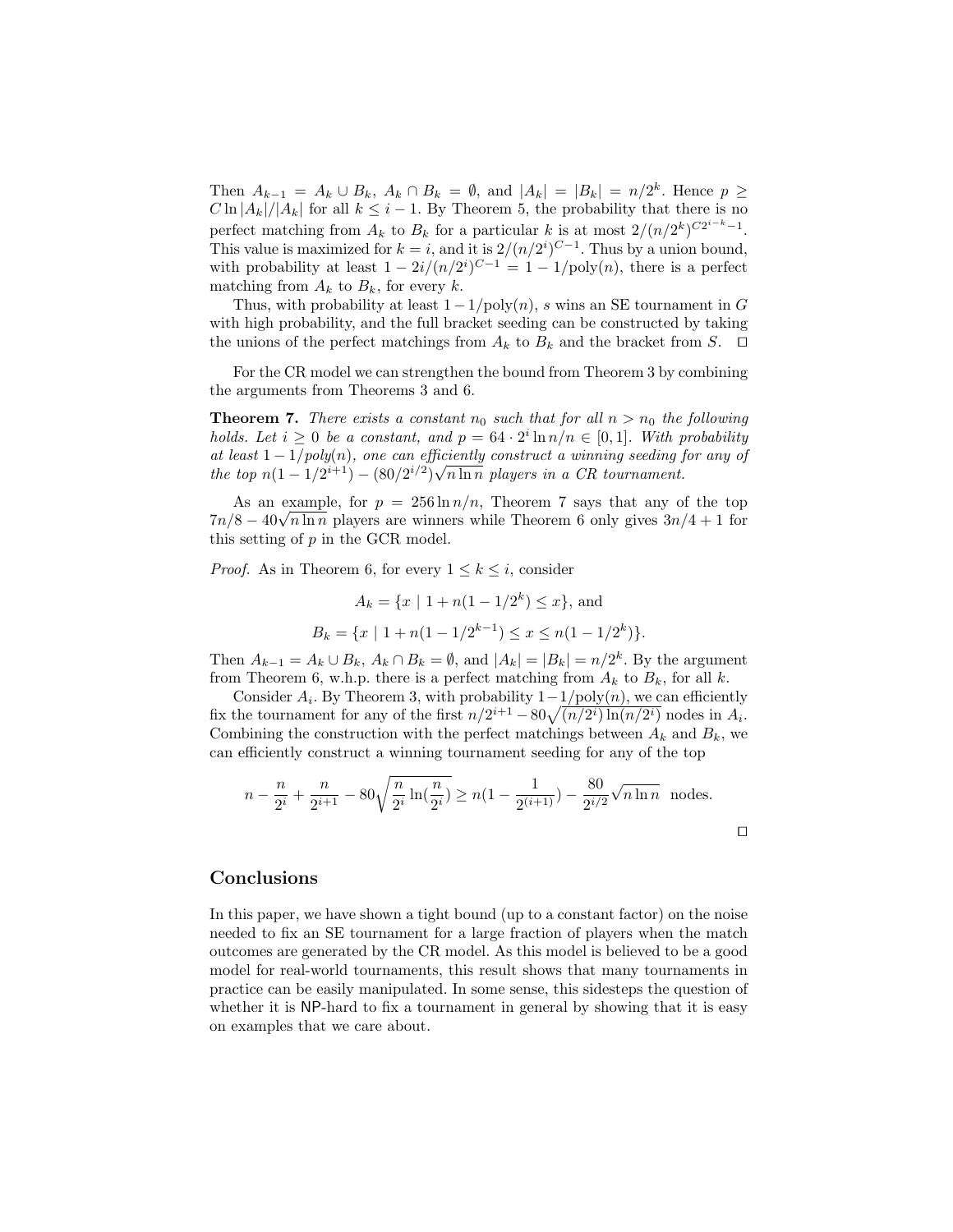Then $A_{k-1} = A_k \cup B_k$, $A_k \cap B_k = \emptyset$, and $|A_k| = |B_k| = n/2^k$. Hence $p \geq C \ln |A_k|/|A_k|$ for all $k \leq i-1$. By Theorem 5, the probability that there is no perfect matching from $A_k$ to $B_k$ for a particular $k$ is at most $2/(n/2^k)^{C2^{i-k}-1}$. This value is maximized for $k = i$, and it is $2/(n/2^i)^{C-1}$. Thus by a union bound, with probability at least $1 - 2i/(n/2^i)^{C-1} = 1 - 1/\text{poly}(n)$, there is a perfect matching from $A_k$ to $B_k$, for every $k$.

Thus, with probability at least $1 - 1/\text{poly}(n)$, $s$ wins an SE tournament in $G$ with high probability, and the full bracket seeding can be constructed by taking the unions of the perfect matchings from $A_k$ to $B_k$ and the bracket from $S$. $\square$

For the CR model we can strengthen the bound from Theorem 3 by combining the arguments from Theorems 3 and 6.

**Theorem 7.** *There exists a constant $n_0$ such that for all $n > n_0$ the following holds. Let $i \geq 0$ be a constant, and $p = 64 \cdot 2^i \ln n/n \in [0,1]$. With probability at least $1 - 1/poly(n)$, one can efficiently construct a winning seeding for any of the top $n(1 - 1/2^{i+1}) - (80/2^{i/2})\sqrt{n \ln n}$ players in a CR tournament.*

As an example, for $p = 256 \ln n/n$, Theorem 7 says that any of the top $7n/8 - 40\sqrt{n \ln n}$ players are winners while Theorem 6 only gives $3n/4 + 1$ for this setting of $p$ in the GCR model.

*Proof.* As in Theorem 6, for every $1 \leq k \leq i$, consider

$$A_k = \{x \mid 1 + n(1 - 1/2^k) \leq x\}, \text{ and}$$

$$B_k = \{x \mid 1 + n(1 - 1/2^{k-1}) \leq x \leq n(1 - 1/2^k)\}.$$

Then $A_{k-1} = A_k \cup B_k$, $A_k \cap B_k = \emptyset$, and $|A_k| = |B_k| = n/2^k$. By the argument from Theorem 6, w.h.p. there is a perfect matching from $A_k$ to $B_k$, for all $k$.

Consider $A_i$. By Theorem 3, with probability $1 - 1/\text{poly}(n)$, we can efficiently fix the tournament for any of the first $n/2^{i+1} - 80\sqrt{(n/2^i)\ln(n/2^i)}$ nodes in $A_i$. Combining the construction with the perfect matchings between $A_k$ and $B_k$, we can efficiently construct a winning tournament seeding for any of the top

$$n - \frac{n}{2^i} + \frac{n}{2^{i+1}} - 80\sqrt{\frac{n}{2^i}\ln(\frac{n}{2^i})} \geq n(1 - \frac{1}{2^{(i+1)}}) - \frac{80}{2^{i/2}}\sqrt{n \ln n} \text{ nodes.}$$

$\square$

## Conclusions

In this paper, we have shown a tight bound (up to a constant factor) on the noise needed to fix an SE tournament for a large fraction of players when the match outcomes are generated by the CR model. As this model is believed to be a good model for real-world tournaments, this result shows that many tournaments in practice can be easily manipulated. In some sense, this sidesteps the question of whether it is NP-hard to fix a tournament in general by showing that it is easy on examples that we care about.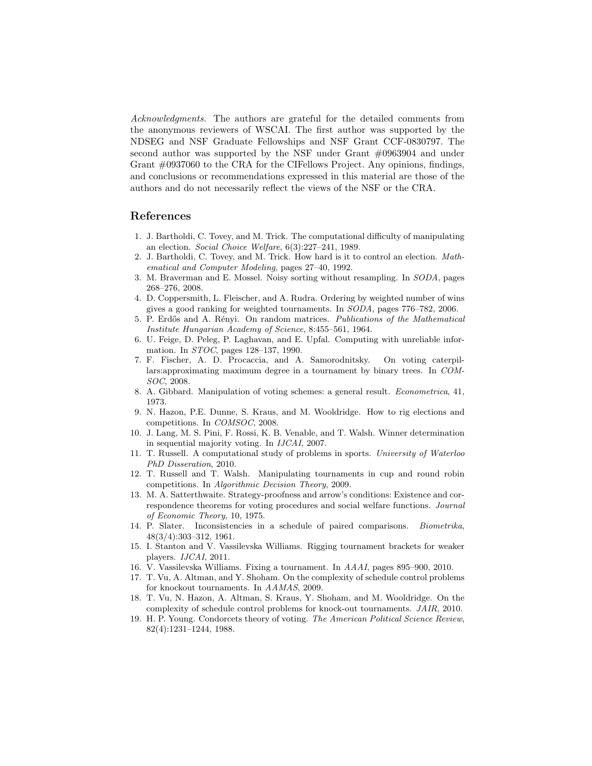*Acknowledgments.* The authors are grateful for the detailed comments from the anonymous reviewers of WSCAI. The first author was supported by the NDSEG and NSF Graduate Fellowships and NSF Grant CCF-0830797. The second author was supported by the NSF under Grant #0963904 and under Grant #0937060 to the CRA for the CIFellows Project. Any opinions, findings, and conclusions or recommendations expressed in this material are those of the authors and do not necessarily reflect the views of the NSF or the CRA.

## References

1. J. Bartholdi, C. Tovey, and M. Trick. The computational difficulty of manipulating an election. *Social Choice Welfare*, 6(3):227–241, 1989.
2. J. Bartholdi, C. Tovey, and M. Trick. How hard is it to control an election. *Mathematical and Computer Modeling*, pages 27–40, 1992.
3. M. Braverman and E. Mossel. Noisy sorting without resampling. In *SODA*, pages 268–276, 2008.
4. D. Coppersmith, L. Fleischer, and A. Rudra. Ordering by weighted number of wins gives a good ranking for weighted tournaments. In *SODA*, pages 776–782, 2006.
5. P. Erdős and A. Rényi. On random matrices. *Publications of the Mathematical Institute Hungarian Academy of Science*, 8:455–561, 1964.
6. U. Feige, D. Peleg, P. Laghavan, and E. Upfal. Computing with unreliable information. In *STOC*, pages 128–137, 1990.
7. F. Fischer, A. D. Procaccia, and A. Samorodnitsky. On voting caterpillars:approximating maximum degree in a tournament by binary trees. In *COMSOC*, 2008.
8. A. Gibbard. Manipulation of voting schemes: a general result. *Econometrica*, 41, 1973.
9. N. Hazon, P.E. Dunne, S. Kraus, and M. Wooldridge. How to rig elections and competitions. In *COMSOC*, 2008.
10. J. Lang, M. S. Pini, F. Rossi, K. B. Venable, and T. Walsh. Winner determination in sequential majority voting. In *IJCAI*, 2007.
11. T. Russell. A computational study of problems in sports. *University of Waterloo PhD Disseration*, 2010.
12. T. Russell and T. Walsh. Manipulating tournaments in cup and round robin competitions. In *Algorithmic Decision Theory*, 2009.
13. M. A. Satterthwaite. Strategy-proofness and arrow's conditions: Existence and correspondence theorems for voting procedures and social welfare functions. *Journal of Economic Theory*, 10, 1975.
14. P. Slater. Inconsistencies in a schedule of paired comparisons. *Biometrika*, 48(3/4):303–312, 1961.
15. I. Stanton and V. Vassilevska Williams. Rigging tournament brackets for weaker players. *IJCAI*, 2011.
16. V. Vassilevska Williams. Fixing a tournament. In *AAAI*, pages 895–900, 2010.
17. T. Vu, A. Altman, and Y. Shoham. On the complexity of schedule control problems for knockout tournaments. In *AAMAS*, 2009.
18. T. Vu, N. Hazon, A. Altman, S. Kraus, Y. Shoham, and M. Wooldridge. On the complexity of schedule control problems for knock-out tournaments. *JAIR*, 2010.
19. H. P. Young. Condorcets theory of voting. *The American Political Science Review*, 82(4):1231–1244, 1988.